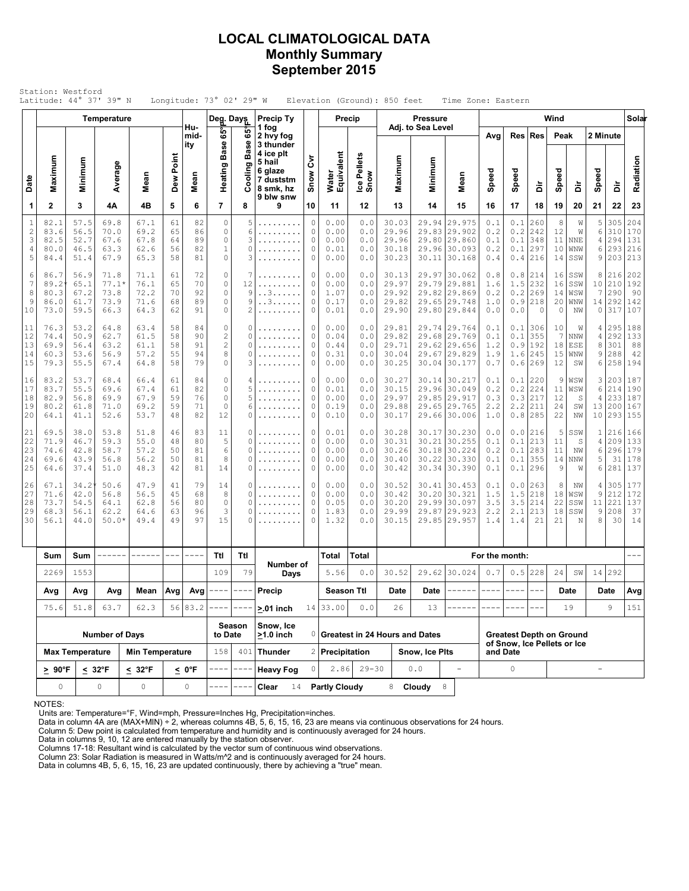# LOCAL CLIMATOLOGICAL DATA
## Monthly Summary
## September 2015

Station: Westford
Latitude: 44° 37' 39" N Longitude: 73° 02' 29" W Elevation (Ground): 850 feet Time Zone: Eastern

| Date | Temperature Maximum | Temperature Minimum | Temperature Average | Temperature Mean | Dew Point | Humidity Mean | Deg. Days Heating Base 65°F | Deg. Days Cooling Base 65°F | Precip Ty (1 fog, 2 hvy fog, 3 thunder, 4 ice plt, 5 hail, 6 glaze, 7 duststm, 8 smk, hz, 9 blw snw) | Snow Cvr | Precip Water Equivalent | Precip Ice Pellets Snow | Pressure Adj. to Sea Level Maximum | Pressure Minimum | Pressure Mean | Wind Avg Speed | Res Speed | Res Dir | Peak Speed | Peak Dir | 2 Minute Speed | 2 Minute Dir | Solar Radiation |
|---|---|---|---|---|---|---|---|---|---|---|---|---|---|---|---|---|---|---|---|---|---|---|---|
| 1 | 2 | 3 | 4A | 4B | 5 | 6 | 7 | 8 | 9 | 10 | 11 | 12 | 13 | 14 | 15 | 16 | 17 | 18 | 19 | 20 | 21 | 22 | 23 |
| 1 | 82.1 | 57.5 | 69.8 | 67.1 | 61 | 82 | 0 | 5 | ......... | 0 | 0.00 | 0.0 | 30.03 | 29.94 | 29.975 | 0.1 | 0.1 | 260 | 8 | W | 5 | 305 | 204 |
| 2 | 83.6 | 56.5 | 70.0 | 69.2 | 65 | 86 | 0 | 6 | ......... | 0 | 0.00 | 0.0 | 29.96 | 29.83 | 29.902 | 0.2 | 0.2 | 242 | 12 | W | 6 | 310 | 170 |
| 3 | 82.5 | 52.7 | 67.6 | 67.8 | 64 | 89 | 0 | 3 | ......... | 0 | 0.00 | 0.0 | 29.96 | 29.80 | 29.860 | 0.1 | 0.1 | 348 | 11 | NNE | 4 | 294 | 131 |
| 4 | 80.0 | 46.5 | 63.3 | 62.6 | 56 | 82 | 1 | 0 | ......... | 0 | 0.01 | 0.0 | 30.18 | 29.96 | 30.093 | 0.2 | 0.1 | 297 | 10 | WNW | 6 | 293 | 216 |
| 5 | 84.4 | 51.4 | 67.9 | 65.3 | 58 | 81 | 0 | 3 | ......... | 0 | 0.00 | 0.0 | 30.23 | 30.11 | 30.168 | 0.4 | 0.4 | 216 | 14 | SSW | 9 | 203 | 213 |
| 6 | 86.7 | 56.9 | 71.8 | 71.1 | 61 | 72 | 0 | 7 | ......... | 0 | 0.00 | 0.0 | 30.13 | 29.97 | 30.062 | 0.8 | 0.8 | 214 | 16 | SSW | 8 | 216 | 202 |
| 7 | 89.2* | 65.1 | 77.1* | 76.1 | 65 | 70 | 0 | 12 | ......... | 0 | 0.00 | 0.0 | 29.97 | 29.79 | 29.881 | 1.6 | 1.5 | 232 | 16 | SSW | 10 | 210 | 192 |
| 8 | 80.3 | 67.2 | 73.8 | 72.2 | 70 | 92 | 0 | 9 | ..3...... | 0 | 1.07 | 0.0 | 29.92 | 29.82 | 29.869 | 0.2 | 0.2 | 269 | 14 | WSW | 7 | 290 | 90 |
| 9 | 86.0 | 61.7 | 73.9 | 71.6 | 68 | 89 | 0 | 9 | ..3...... | 0 | 0.17 | 0.0 | 29.82 | 29.65 | 29.748 | 1.0 | 0.9 | 218 | 20 | WNW | 14 | 292 | 142 |
| 10 | 73.0 | 59.5 | 66.3 | 64.3 | 62 | 91 | 0 | 2 | ......... | 0 | 0.01 | 0.0 | 29.90 | 29.80 | 29.844 | 0.0 | 0.0 | 0 | 0 | NW | 0 | 317 | 107 |
| 11 | 76.3 | 53.2 | 64.8 | 63.4 | 58 | 84 | 0 | 0 | ......... | 0 | 0.00 | 0.0 | 29.81 | 29.74 | 29.764 | 0.1 | 0.1 | 306 | 10 | W | 4 | 295 | 188 |
| 12 | 74.4 | 50.9 | 62.7 | 61.5 | 58 | 90 | 2 | 0 | ......... | 0 | 0.04 | 0.0 | 29.82 | 29.68 | 29.769 | 0.1 | 0.1 | 355 | 7 | NNW | 4 | 292 | 133 |
| 13 | 69.9 | 56.4 | 63.2 | 61.1 | 58 | 91 | 2 | 0 | ......... | 0 | 0.44 | 0.0 | 29.71 | 29.62 | 29.656 | 1.2 | 0.9 | 192 | 18 | ESE | 8 | 301 | 88 |
| 14 | 60.3 | 53.6 | 56.9 | 57.2 | 55 | 94 | 8 | 0 | ......... | 0 | 0.31 | 0.0 | 30.04 | 29.67 | 29.829 | 1.9 | 1.6 | 245 | 15 | WNW | 9 | 288 | 42 |
| 15 | 79.3 | 55.5 | 67.4 | 64.8 | 58 | 79 | 0 | 3 | ......... | 0 | 0.00 | 0.0 | 30.25 | 30.04 | 30.177 | 0.7 | 0.6 | 269 | 12 | SW | 6 | 258 | 194 |
| 16 | 83.2 | 53.7 | 68.4 | 66.4 | 61 | 84 | 0 | 4 | ......... | 0 | 0.00 | 0.0 | 30.27 | 30.14 | 30.217 | 0.1 | 0.1 | 220 | 9 | WSW | 3 | 203 | 187 |
| 17 | 83.7 | 55.5 | 69.6 | 67.4 | 61 | 82 | 0 | 5 | ......... | 0 | 0.01 | 0.0 | 30.15 | 29.96 | 30.049 | 0.2 | 0.2 | 224 | 11 | WSW | 6 | 214 | 190 |
| 18 | 82.9 | 56.8 | 69.9 | 67.9 | 59 | 76 | 0 | 5 | ......... | 0 | 0.00 | 0.0 | 29.97 | 29.85 | 29.917 | 0.3 | 0.3 | 217 | 12 | S | 4 | 233 | 187 |
| 19 | 80.2 | 61.8 | 71.0 | 69.2 | 59 | 71 | 0 | 6 | ......... | 0 | 0.19 | 0.0 | 29.88 | 29.65 | 29.765 | 2.2 | 2.2 | 211 | 24 | SW | 13 | 200 | 167 |
| 20 | 64.1 | 41.1 | 52.6 | 53.7 | 48 | 82 | 12 | 0 | ......... | 0 | 0.10 | 0.0 | 30.17 | 29.66 | 30.006 | 1.0 | 0.8 | 285 | 22 | NW | 10 | 293 | 155 |
| 21 | 69.5 | 38.0 | 53.8 | 51.8 | 46 | 83 | 11 | 0 | ......... | 0 | 0.01 | 0.0 | 30.28 | 30.17 | 30.230 | 0.0 | 0.0 | 216 | 5 | SSW | 1 | 216 | 166 |
| 22 | 71.9 | 46.7 | 59.3 | 55.0 | 48 | 80 | 5 | 0 | ......... | 0 | 0.00 | 0.0 | 30.31 | 30.21 | 30.255 | 0.1 | 0.1 | 213 | 11 | S | 4 | 209 | 133 |
| 23 | 74.6 | 42.8 | 58.7 | 57.2 | 50 | 81 | 6 | 0 | ......... | 0 | 0.00 | 0.0 | 30.26 | 30.18 | 30.224 | 0.2 | 0.1 | 283 | 11 | NW | 6 | 296 | 179 |
| 24 | 69.6 | 43.9 | 56.8 | 56.2 | 50 | 81 | 8 | 0 | ......... | 0 | 0.00 | 0.0 | 30.40 | 30.22 | 30.330 | 0.1 | 0.1 | 355 | 14 | NNW | 5 | 31 | 178 |
| 25 | 64.6 | 37.4 | 51.0 | 48.3 | 42 | 81 | 14 | 0 | ......... | 0 | 0.00 | 0.0 | 30.42 | 30.34 | 30.390 | 0.1 | 0.1 | 296 | 9 | W | 6 | 281 | 137 |
| 26 | 67.1 | 34.2* | 50.6 | 47.9 | 41 | 79 | 14 | 0 | ......... | 0 | 0.00 | 0.0 | 30.52 | 30.41 | 30.453 | 0.1 | 0.0 | 263 | 8 | NW | 4 | 305 | 177 |
| 27 | 71.6 | 42.0 | 56.8 | 56.5 | 45 | 68 | 8 | 0 | ......... | 0 | 0.00 | 0.0 | 30.42 | 30.20 | 30.321 | 1.5 | 1.5 | 218 | 18 | WSW | 9 | 212 | 172 |
| 28 | 73.7 | 54.5 | 64.1 | 62.8 | 56 | 80 | 0 | 0 | ......... | 0 | 0.05 | 0.0 | 30.20 | 29.99 | 30.097 | 3.5 | 3.5 | 214 | 22 | SSW | 11 | 221 | 137 |
| 29 | 68.3 | 56.1 | 62.2 | 64.6 | 63 | 96 | 3 | 0 | ......... | 0 | 1.83 | 0.0 | 29.99 | 29.87 | 29.923 | 2.2 | 2.1 | 213 | 18 | SSW | 9 | 208 | 37 |
| 30 | 56.1 | 44.0 | 50.0* | 49.4 | 49 | 97 | 15 | 0 | ......... | 0 | 1.32 | 0.0 | 30.15 | 29.85 | 29.957 | 1.4 | 1.4 | 21 | 21 | N | 8 | 30 | 14 |
| | **Sum** | **Sum** | ------ | ------ | --- | ---- | **Ttl** | **Ttl** | **Number of Days** | | **Total** | **Total** | **For the month:** | | | | | | | | | | --- |
| | 2269 | 1553 | | | | | 109 | 79 | | | 5.56 | 0.0 | 30.52 | 29.62 | 30.024 | 0.7 | 0.5 | 228 | 24 | SW | 14 | 292 | |
| | **Avg** | **Avg** | **Avg** | **Mean** | **Avg** | **Avg** | ---- | ---- | **Precip** | | **Season Ttl** | | **Date** | **Date** | ------ | ---- | ---- | --- | **Date** | | **Date** | | **Avg** |
| | 75.6 | 51.8 | 63.7 | 62.3 | 56 | 83.2 | ---- | ---- | **≥.01 inch** | 14 | 33.00 | 0.0 | 26 | 13 | ------ | ---- | ---- | --- | 19 | | 9 | | 151 |

| Number of Days | | | | Season to Date | | Snow, Ice ≥1.0 inch | 0 | Greatest in 24 Hours and Dates | | | | Greatest Depth on Ground of Snow, Ice Pellets or Ice and Date | |
|---|---|---|---|---|---|---|---|---|---|---|---|---|---|
| **Max Temperature** | | **Min Temperature** | | 158 | 401 | **Thunder** | 2 | **Precipitation** | | **Snow, Ice Plts** | | | |
| **≥ 90°F** | **≤ 32°F** | **≤ 32°F** | **≤ 0°F** | ---- | ---- | **Heavy Fog** | 0 | 2.86 | 29-30 | 0.0 | - | 0 | - |
| 0 | 0 | 0 | 0 | ---- | ---- | **Clear** 14 | | **Partly Cloudy** 8 | | **Cloudy** 8 | | | |

NOTES:
Units are: Temperature=°F, Wind=mph, Pressure=Inches Hg, Precipitation=inches.
Data in column 4A are (MAX+MIN) ÷ 2, whereas columns 4B, 5, 6, 15, 16, 23 are means via continuous observations for 24 hours.
Column 5: Dew point is calculated from temperature and humidity and is continuously averaged for 24 hours.
Data in columns 9, 10, 12 are entered manually by the station observer.
Columns 17-18: Resultant wind is calculated by the vector sum of continuous wind observations.
Column 23: Solar Radiation is measured in Watts/m^2 and is continuously averaged for 24 hours.
Data in columns 4B, 5, 6, 15, 16, 23 are updated continuously, there by achieving a "true" mean.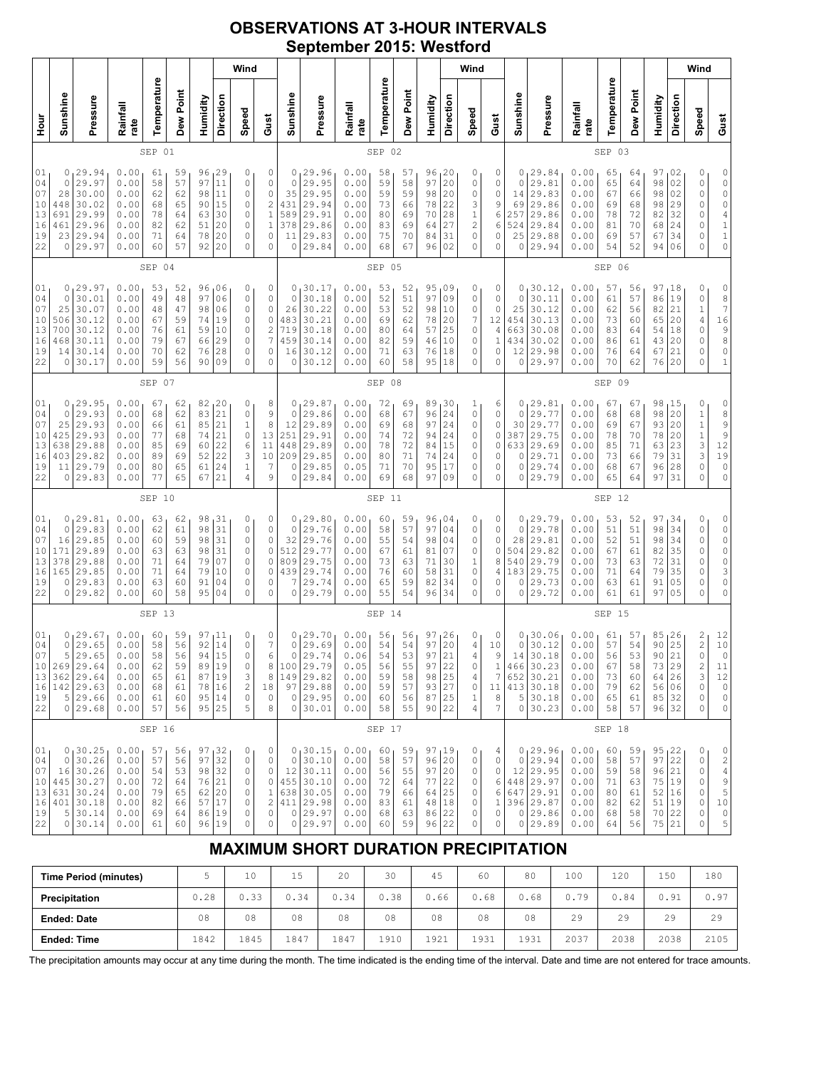# OBSERVATIONS AT 3-HOUR INTERVALS
## September 2015: Westford

### SEP 01

| Hour | Sunshine | Pressure | Rainfall rate | Temperature | Dew Point | Humidity | Wind Direction | Wind Speed | Wind Gust |
|---|---|---|---|---|---|---|---|---|---|
| 01 | 0 | 29.94 | 0.00 | 61 | 59 | 96 | 29 | 0 | 0 |
| 04 | 0 | 29.97 | 0.00 | 58 | 57 | 97 | 11 | 0 | 0 |
| 07 | 28 | 30.00 | 0.00 | 62 | 62 | 98 | 11 | 0 | 0 |
| 10 | 448 | 30.02 | 0.00 | 68 | 65 | 90 | 15 | 0 | 2 |
| 13 | 691 | 29.99 | 0.00 | 78 | 64 | 63 | 30 | 0 | 1 |
| 16 | 461 | 29.96 | 0.00 | 82 | 62 | 51 | 20 | 0 | 1 |
| 19 | 23 | 29.94 | 0.00 | 71 | 64 | 78 | 20 | 0 | 0 |
| 22 | 0 | 29.97 | 0.00 | 60 | 57 | 92 | 20 | 0 | 0 |

### SEP 02

| Hour | Sunshine | Pressure | Rainfall rate | Temperature | Dew Point | Humidity | Wind Direction | Wind Speed | Wind Gust |
|---|---|---|---|---|---|---|---|---|---|
| 01 | 0 | 29.96 | 0.00 | 58 | 57 | 96 | 20 | 0 | 0 |
| 04 | 0 | 29.95 | 0.00 | 59 | 58 | 97 | 20 | 0 | 0 |
| 07 | 35 | 29.95 | 0.00 | 59 | 59 | 98 | 20 | 0 | 0 |
| 10 | 431 | 29.94 | 0.00 | 73 | 66 | 78 | 22 | 3 | 9 |
| 13 | 589 | 29.91 | 0.00 | 80 | 69 | 70 | 28 | 1 | 6 |
| 16 | 378 | 29.86 | 0.00 | 83 | 69 | 64 | 27 | 2 | 6 |
| 19 | 11 | 29.83 | 0.00 | 75 | 70 | 84 | 31 | 0 | 0 |
| 22 | 0 | 29.84 | 0.00 | 68 | 67 | 96 | 02 | 0 | 0 |

### SEP 03

| Hour | Sunshine | Pressure | Rainfall rate | Temperature | Dew Point | Humidity | Wind Direction | Wind Speed | Wind Gust |
|---|---|---|---|---|---|---|---|---|---|
| 01 | 0 | 29.84 | 0.00 | 65 | 64 | 97 | 02 | 0 | 0 |
| 04 | 0 | 29.81 | 0.00 | 65 | 64 | 98 | 02 | 0 | 0 |
| 07 | 14 | 29.83 | 0.00 | 67 | 66 | 98 | 02 | 0 | 0 |
| 10 | 69 | 29.86 | 0.00 | 69 | 68 | 98 | 29 | 0 | 0 |
| 13 | 257 | 29.86 | 0.00 | 78 | 72 | 82 | 32 | 0 | 4 |
| 16 | 524 | 29.84 | 0.00 | 81 | 70 | 68 | 24 | 0 | 1 |
| 19 | 25 | 29.88 | 0.00 | 69 | 57 | 67 | 34 | 0 | 1 |
| 22 | 0 | 29.94 | 0.00 | 54 | 52 | 94 | 06 | 0 | 0 |

### SEP 04

| Hour | Sunshine | Pressure | Rainfall rate | Temperature | Dew Point | Humidity | Wind Direction | Wind Speed | Wind Gust |
|---|---|---|---|---|---|---|---|---|---|
| 01 | 0 | 29.97 | 0.00 | 53 | 52 | 96 | 06 | 0 | 0 |
| 04 | 0 | 30.01 | 0.00 | 49 | 48 | 97 | 06 | 0 | 0 |
| 07 | 25 | 30.07 | 0.00 | 48 | 47 | 98 | 06 | 0 | 0 |
| 10 | 506 | 30.12 | 0.00 | 67 | 59 | 74 | 19 | 0 | 0 |
| 13 | 700 | 30.12 | 0.00 | 76 | 61 | 59 | 10 | 0 | 2 |
| 16 | 468 | 30.11 | 0.00 | 79 | 67 | 66 | 29 | 0 | 7 |
| 19 | 14 | 30.14 | 0.00 | 70 | 62 | 76 | 28 | 0 | 0 |
| 22 | 0 | 30.17 | 0.00 | 59 | 56 | 90 | 09 | 0 | 0 |

### SEP 05

| Hour | Sunshine | Pressure | Rainfall rate | Temperature | Dew Point | Humidity | Wind Direction | Wind Speed | Wind Gust |
|---|---|---|---|---|---|---|---|---|---|
| 01 | 0 | 30.17 | 0.00 | 53 | 52 | 95 | 09 | 0 | 0 |
| 04 | 0 | 30.18 | 0.00 | 52 | 51 | 97 | 09 | 0 | 0 |
| 07 | 26 | 30.22 | 0.00 | 53 | 52 | 98 | 10 | 0 | 0 |
| 10 | 483 | 30.21 | 0.00 | 69 | 62 | 78 | 20 | 7 | 12 |
| 13 | 719 | 30.18 | 0.00 | 80 | 64 | 57 | 25 | 0 | 4 |
| 16 | 459 | 30.14 | 0.00 | 82 | 59 | 46 | 10 | 0 | 1 |
| 19 | 16 | 30.12 | 0.00 | 71 | 63 | 76 | 18 | 0 | 0 |
| 22 | 0 | 30.12 | 0.00 | 60 | 58 | 95 | 18 | 0 | 0 |

### SEP 06

| Hour | Sunshine | Pressure | Rainfall rate | Temperature | Dew Point | Humidity | Wind Direction | Wind Speed | Wind Gust |
|---|---|---|---|---|---|---|---|---|---|
| 01 | 0 | 30.12 | 0.00 | 57 | 56 | 97 | 18 | 0 | 0 |
| 04 | 0 | 30.11 | 0.00 | 61 | 57 | 86 | 19 | 0 | 8 |
| 07 | 25 | 30.12 | 0.00 | 62 | 56 | 82 | 21 | 1 | 7 |
| 10 | 454 | 30.13 | 0.00 | 73 | 60 | 65 | 20 | 4 | 16 |
| 13 | 663 | 30.08 | 0.00 | 83 | 64 | 54 | 18 | 0 | 9 |
| 16 | 434 | 30.02 | 0.00 | 86 | 61 | 43 | 20 | 0 | 8 |
| 19 | 12 | 29.98 | 0.00 | 76 | 64 | 67 | 21 | 0 | 0 |
| 22 | 0 | 29.97 | 0.00 | 70 | 62 | 76 | 20 | 0 | 1 |

### SEP 07

| Hour | Sunshine | Pressure | Rainfall rate | Temperature | Dew Point | Humidity | Wind Direction | Wind Speed | Wind Gust |
|---|---|---|---|---|---|---|---|---|---|
| 01 | 0 | 29.95 | 0.00 | 67 | 62 | 82 | 20 | 0 | 8 |
| 04 | 0 | 29.93 | 0.00 | 68 | 62 | 83 | 21 | 0 | 9 |
| 07 | 25 | 29.93 | 0.00 | 66 | 61 | 85 | 21 | 1 | 8 |
| 10 | 425 | 29.93 | 0.00 | 77 | 68 | 74 | 21 | 0 | 13 |
| 13 | 638 | 29.88 | 0.00 | 85 | 69 | 60 | 22 | 6 | 11 |
| 16 | 403 | 29.82 | 0.00 | 89 | 69 | 52 | 22 | 3 | 10 |
| 19 | 11 | 29.79 | 0.00 | 80 | 65 | 61 | 24 | 1 | 7 |
| 22 | 0 | 29.83 | 0.00 | 77 | 65 | 67 | 21 | 4 | 9 |

### SEP 08

| Hour | Sunshine | Pressure | Rainfall rate | Temperature | Dew Point | Humidity | Wind Direction | Wind Speed | Wind Gust |
|---|---|---|---|---|---|---|---|---|---|
| 01 | 0 | 29.87 | 0.00 | 72 | 69 | 89 | 30 | 1 | 6 |
| 04 | 0 | 29.86 | 0.00 | 68 | 67 | 96 | 24 | 0 | 0 |
| 07 | 12 | 29.89 | 0.00 | 69 | 68 | 97 | 24 | 0 | 0 |
| 10 | 251 | 29.91 | 0.00 | 74 | 72 | 94 | 24 | 0 | 0 |
| 13 | 448 | 29.89 | 0.00 | 78 | 72 | 84 | 15 | 0 | 0 |
| 16 | 209 | 29.85 | 0.00 | 80 | 71 | 74 | 24 | 0 | 0 |
| 19 | 0 | 29.85 | 0.05 | 71 | 70 | 95 | 17 | 0 | 0 |
| 22 | 0 | 29.84 | 0.00 | 69 | 68 | 97 | 09 | 0 | 0 |

### SEP 09

| Hour | Sunshine | Pressure | Rainfall rate | Temperature | Dew Point | Humidity | Wind Direction | Wind Speed | Wind Gust |
|---|---|---|---|---|---|---|---|---|---|
| 01 | 0 | 29.81 | 0.00 | 67 | 67 | 98 | 15 | 0 | 0 |
| 04 | 0 | 29.77 | 0.00 | 68 | 68 | 98 | 20 | 1 | 8 |
| 07 | 30 | 29.77 | 0.00 | 69 | 67 | 93 | 20 | 1 | 9 |
| 10 | 387 | 29.75 | 0.00 | 78 | 70 | 78 | 20 | 1 | 9 |
| 13 | 633 | 29.69 | 0.00 | 85 | 71 | 63 | 23 | 3 | 12 |
| 16 | 0 | 29.71 | 0.00 | 73 | 66 | 79 | 31 | 3 | 19 |
| 19 | 0 | 29.74 | 0.00 | 68 | 67 | 96 | 28 | 0 | 0 |
| 22 | 0 | 29.79 | 0.00 | 65 | 64 | 97 | 31 | 0 | 0 |

### SEP 10

| Hour | Sunshine | Pressure | Rainfall rate | Temperature | Dew Point | Humidity | Wind Direction | Wind Speed | Wind Gust |
|---|---|---|---|---|---|---|---|---|---|
| 01 | 0 | 29.81 | 0.00 | 63 | 62 | 98 | 31 | 0 | 0 |
| 04 | 0 | 29.83 | 0.00 | 62 | 61 | 98 | 31 | 0 | 0 |
| 07 | 16 | 29.85 | 0.00 | 60 | 59 | 98 | 31 | 0 | 0 |
| 10 | 171 | 29.89 | 0.00 | 63 | 63 | 98 | 31 | 0 | 0 |
| 13 | 378 | 29.88 | 0.00 | 71 | 64 | 79 | 07 | 0 | 0 |
| 16 | 165 | 29.85 | 0.00 | 71 | 64 | 79 | 10 | 0 | 0 |
| 19 | 0 | 29.83 | 0.00 | 63 | 60 | 91 | 04 | 0 | 0 |
| 22 | 0 | 29.82 | 0.00 | 60 | 58 | 95 | 04 | 0 | 0 |

### SEP 11

| Hour | Sunshine | Pressure | Rainfall rate | Temperature | Dew Point | Humidity | Wind Direction | Wind Speed | Wind Gust |
|---|---|---|---|---|---|---|---|---|---|
| 01 | 0 | 29.80 | 0.00 | 60 | 59 | 96 | 04 | 0 | 0 |
| 04 | 0 | 29.76 | 0.00 | 58 | 57 | 97 | 04 | 0 | 0 |
| 07 | 32 | 29.76 | 0.00 | 55 | 54 | 98 | 04 | 0 | 0 |
| 10 | 512 | 29.77 | 0.00 | 67 | 61 | 81 | 07 | 0 | 0 |
| 13 | 809 | 29.75 | 0.00 | 73 | 63 | 71 | 30 | 1 | 8 |
| 16 | 439 | 29.74 | 0.00 | 76 | 60 | 58 | 31 | 0 | 4 |
| 19 | 7 | 29.74 | 0.00 | 65 | 59 | 82 | 34 | 0 | 0 |
| 22 | 0 | 29.79 | 0.00 | 55 | 54 | 96 | 34 | 0 | 0 |

### SEP 12

| Hour | Sunshine | Pressure | Rainfall rate | Temperature | Dew Point | Humidity | Wind Direction | Wind Speed | Wind Gust |
|---|---|---|---|---|---|---|---|---|---|
| 01 | 0 | 29.79 | 0.00 | 53 | 52 | 97 | 34 | 0 | 0 |
| 04 | 0 | 29.78 | 0.00 | 51 | 51 | 98 | 34 | 0 | 0 |
| 07 | 28 | 29.81 | 0.00 | 52 | 51 | 98 | 34 | 0 | 0 |
| 10 | 504 | 29.82 | 0.00 | 67 | 61 | 82 | 35 | 0 | 0 |
| 13 | 540 | 29.79 | 0.00 | 73 | 63 | 72 | 31 | 0 | 0 |
| 16 | 183 | 29.75 | 0.00 | 71 | 64 | 79 | 35 | 0 | 3 |
| 19 | 0 | 29.73 | 0.00 | 63 | 61 | 91 | 05 | 0 | 0 |
| 22 | 0 | 29.72 | 0.00 | 61 | 61 | 97 | 05 | 0 | 0 |

### SEP 13

| Hour | Sunshine | Pressure | Rainfall rate | Temperature | Dew Point | Humidity | Wind Direction | Wind Speed | Wind Gust |
|---|---|---|---|---|---|---|---|---|---|
| 01 | 0 | 29.67 | 0.00 | 60 | 59 | 97 | 11 | 0 | 0 |
| 04 | 0 | 29.65 | 0.00 | 58 | 56 | 92 | 14 | 0 | 7 |
| 07 | 5 | 29.65 | 0.00 | 58 | 56 | 94 | 15 | 0 | 6 |
| 10 | 269 | 29.64 | 0.00 | 62 | 59 | 89 | 19 | 0 | 8 |
| 13 | 362 | 29.64 | 0.00 | 65 | 61 | 87 | 19 | 3 | 8 |
| 16 | 142 | 29.63 | 0.00 | 68 | 61 | 78 | 16 | 2 | 18 |
| 19 | 5 | 29.66 | 0.00 | 61 | 60 | 95 | 14 | 0 | 0 |
| 22 | 0 | 29.68 | 0.00 | 57 | 56 | 95 | 25 | 5 | 8 |

### SEP 14

| Hour | Sunshine | Pressure | Rainfall rate | Temperature | Dew Point | Humidity | Wind Direction | Wind Speed | Wind Gust |
|---|---|---|---|---|---|---|---|---|---|
| 01 | 0 | 29.70 | 0.00 | 56 | 56 | 97 | 26 | 0 | 0 |
| 04 | 0 | 29.69 | 0.00 | 54 | 54 | 97 | 20 | 4 | 10 |
| 07 | 0 | 29.74 | 0.06 | 54 | 53 | 97 | 21 | 4 | 9 |
| 10 | 100 | 29.79 | 0.05 | 56 | 55 | 97 | 22 | 0 | 1 |
| 13 | 149 | 29.82 | 0.00 | 59 | 58 | 98 | 25 | 4 | 7 |
| 16 | 97 | 29.88 | 0.00 | 59 | 57 | 93 | 27 | 0 | 11 |
| 19 | 0 | 29.95 | 0.00 | 60 | 56 | 87 | 25 | 1 | 8 |
| 22 | 0 | 30.01 | 0.00 | 58 | 55 | 90 | 22 | 4 | 7 |

### SEP 15

| Hour | Sunshine | Pressure | Rainfall rate | Temperature | Dew Point | Humidity | Wind Direction | Wind Speed | Wind Gust |
|---|---|---|---|---|---|---|---|---|---|
| 01 | 0 | 30.06 | 0.00 | 61 | 57 | 85 | 26 | 2 | 12 |
| 04 | 0 | 30.12 | 0.00 | 57 | 54 | 90 | 25 | 2 | 10 |
| 07 | 14 | 30.18 | 0.00 | 56 | 53 | 90 | 21 | 0 | 0 |
| 10 | 466 | 30.23 | 0.00 | 67 | 58 | 73 | 29 | 2 | 11 |
| 13 | 652 | 30.21 | 0.00 | 73 | 60 | 64 | 26 | 3 | 12 |
| 16 | 413 | 30.18 | 0.00 | 79 | 62 | 56 | 06 | 0 | 0 |
| 19 | 5 | 30.18 | 0.00 | 65 | 61 | 85 | 32 | 0 | 0 |
| 22 | 0 | 30.23 | 0.00 | 58 | 57 | 96 | 32 | 0 | 0 |

### SEP 16

| Hour | Sunshine | Pressure | Rainfall rate | Temperature | Dew Point | Humidity | Wind Direction | Wind Speed | Wind Gust |
|---|---|---|---|---|---|---|---|---|---|
| 01 | 0 | 30.25 | 0.00 | 57 | 56 | 97 | 32 | 0 | 0 |
| 04 | 0 | 30.26 | 0.00 | 57 | 56 | 97 | 32 | 0 | 0 |
| 07 | 16 | 30.26 | 0.00 | 54 | 53 | 98 | 32 | 0 | 0 |
| 10 | 445 | 30.27 | 0.00 | 72 | 64 | 76 | 21 | 0 | 0 |
| 13 | 631 | 30.24 | 0.00 | 79 | 65 | 62 | 20 | 0 | 1 |
| 16 | 401 | 30.18 | 0.00 | 82 | 66 | 57 | 17 | 0 | 2 |
| 19 | 5 | 30.14 | 0.00 | 69 | 64 | 86 | 19 | 0 | 0 |
| 22 | 0 | 30.14 | 0.00 | 61 | 60 | 96 | 19 | 0 | 0 |

### SEP 17

| Hour | Sunshine | Pressure | Rainfall rate | Temperature | Dew Point | Humidity | Wind Direction | Wind Speed | Wind Gust |
|---|---|---|---|---|---|---|---|---|---|
| 01 | 0 | 30.15 | 0.00 | 60 | 59 | 97 | 19 | 0 | 4 |
| 04 | 0 | 30.10 | 0.00 | 58 | 57 | 96 | 20 | 0 | 0 |
| 07 | 12 | 30.11 | 0.00 | 56 | 55 | 97 | 20 | 0 | 0 |
| 10 | 455 | 30.10 | 0.00 | 72 | 64 | 77 | 22 | 0 | 6 |
| 13 | 638 | 30.05 | 0.00 | 79 | 66 | 64 | 25 | 0 | 6 |
| 16 | 411 | 29.98 | 0.00 | 83 | 61 | 48 | 18 | 0 | 1 |
| 19 | 0 | 29.97 | 0.00 | 68 | 63 | 86 | 22 | 0 | 0 |
| 22 | 0 | 29.97 | 0.00 | 60 | 59 | 96 | 22 | 0 | 0 |

### SEP 18

| Hour | Sunshine | Pressure | Rainfall rate | Temperature | Dew Point | Humidity | Wind Direction | Wind Speed | Wind Gust |
|---|---|---|---|---|---|---|---|---|---|
| 01 | 0 | 29.96 | 0.00 | 60 | 59 | 95 | 22 | 0 | 0 |
| 04 | 0 | 29.94 | 0.00 | 58 | 57 | 97 | 22 | 0 | 2 |
| 07 | 12 | 29.95 | 0.00 | 59 | 58 | 96 | 21 | 0 | 4 |
| 10 | 448 | 29.97 | 0.00 | 71 | 63 | 75 | 19 | 0 | 9 |
| 13 | 647 | 29.91 | 0.00 | 80 | 61 | 52 | 16 | 0 | 5 |
| 16 | 396 | 29.87 | 0.00 | 82 | 62 | 51 | 19 | 0 | 10 |
| 19 | 0 | 29.86 | 0.00 | 68 | 58 | 70 | 22 | 0 | 0 |
| 22 | 0 | 29.89 | 0.00 | 64 | 56 | 75 | 21 | 0 | 5 |

## MAXIMUM SHORT DURATION PRECIPITATION

| Time Period (minutes) | 5 | 10 | 15 | 20 | 30 | 45 | 60 | 80 | 100 | 120 | 150 | 180 |
|---|---|---|---|---|---|---|---|---|---|---|---|---|
| Precipitation | 0.28 | 0.33 | 0.34 | 0.34 | 0.38 | 0.66 | 0.68 | 0.68 | 0.79 | 0.84 | 0.91 | 0.97 |
| Ended: Date | 08 | 08 | 08 | 08 | 08 | 08 | 08 | 08 | 29 | 29 | 29 | 29 |
| Ended: Time | 1842 | 1845 | 1847 | 1847 | 1910 | 1921 | 1931 | 1931 | 2037 | 2038 | 2038 | 2105 |

The precipitation amounts may occur at any time during the month. The time indicated is the ending time of the interval. Date and time are not entered for trace amounts.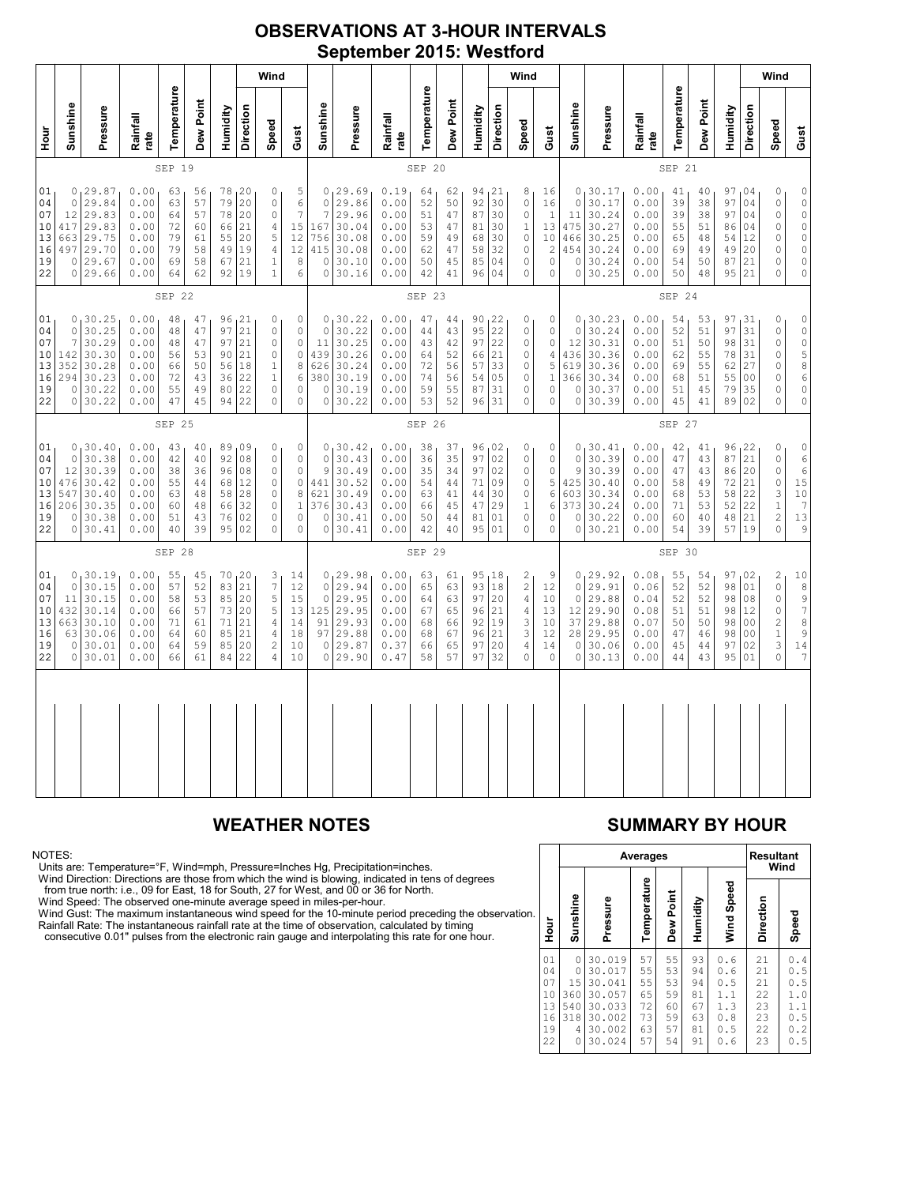# OBSERVATIONS AT 3-HOUR INTERVALS

## September 2015: Westford

### SEP 19 / SEP 20 / SEP 21

| Hour | Sunshine | Pressure | Rainfall rate | Temperature | Dew Point | Humidity | Wind Direction | Wind Speed | Wind Gust | Sunshine | Pressure | Rainfall rate | Temperature | Dew Point | Humidity | Wind Direction | Wind Speed | Wind Gust | Sunshine | Pressure | Rainfall rate | Temperature | Dew Point | Humidity | Wind Direction | Wind Speed | Wind Gust |
|---|---|---|---|---|---|---|---|---|---|---|---|---|---|---|---|---|---|---|---|---|---|---|---|---|---|---|---|
| | SEP 19 | | | | | | | | | SEP 20 | | | | | | | | | SEP 21 | | | | | | | | |
| 01 | 0 | 29.87 | 0.00 | 63 | 56 | 78 | 20 | 0 | 5 | 0 | 29.69 | 0.19 | 64 | 62 | 94 | 21 | 8 | 16 | 0 | 30.17 | 0.00 | 41 | 40 | 97 | 04 | 0 | 0 |
| 04 | 0 | 29.84 | 0.00 | 63 | 57 | 79 | 20 | 0 | 6 | 0 | 29.86 | 0.00 | 52 | 50 | 92 | 30 | 0 | 16 | 0 | 30.17 | 0.00 | 39 | 38 | 97 | 04 | 0 | 0 |
| 07 | 12 | 29.83 | 0.00 | 64 | 57 | 78 | 20 | 0 | 7 | 7 | 29.96 | 0.00 | 51 | 47 | 87 | 30 | 0 | 1 | 11 | 30.24 | 0.00 | 39 | 38 | 97 | 04 | 0 | 0 |
| 10 | 417 | 29.83 | 0.00 | 72 | 60 | 66 | 21 | 4 | 15 | 167 | 30.04 | 0.00 | 53 | 47 | 81 | 30 | 1 | 13 | 475 | 30.27 | 0.00 | 55 | 51 | 86 | 04 | 0 | 0 |
| 13 | 663 | 29.75 | 0.00 | 79 | 61 | 55 | 20 | 5 | 12 | 756 | 30.08 | 0.00 | 59 | 49 | 68 | 30 | 0 | 10 | 466 | 30.25 | 0.00 | 65 | 48 | 54 | 12 | 0 | 0 |
| 16 | 497 | 29.70 | 0.00 | 79 | 58 | 49 | 19 | 4 | 12 | 415 | 30.08 | 0.00 | 62 | 47 | 58 | 32 | 0 | 2 | 454 | 30.24 | 0.00 | 69 | 49 | 49 | 20 | 0 | 0 |
| 19 | 0 | 29.67 | 0.00 | 69 | 58 | 67 | 21 | 1 | 8 | 0 | 30.10 | 0.00 | 50 | 45 | 85 | 04 | 0 | 0 | 0 | 30.24 | 0.00 | 54 | 50 | 87 | 21 | 0 | 0 |
| 22 | 0 | 29.66 | 0.00 | 64 | 62 | 92 | 19 | 1 | 6 | 0 | 30.16 | 0.00 | 42 | 41 | 96 | 04 | 0 | 0 | 0 | 30.25 | 0.00 | 50 | 48 | 95 | 21 | 0 | 0 |
| | SEP 22 | | | | | | | | | SEP 23 | | | | | | | | | SEP 24 | | | | | | | | |
| 01 | 0 | 30.25 | 0.00 | 48 | 47 | 96 | 21 | 0 | 0 | 0 | 30.22 | 0.00 | 47 | 44 | 90 | 22 | 0 | 0 | 0 | 30.23 | 0.00 | 54 | 53 | 97 | 31 | 0 | 0 |
| 04 | 0 | 30.25 | 0.00 | 48 | 47 | 97 | 21 | 0 | 0 | 0 | 30.22 | 0.00 | 44 | 43 | 95 | 22 | 0 | 0 | 0 | 30.24 | 0.00 | 52 | 51 | 97 | 31 | 0 | 0 |
| 07 | 7 | 30.29 | 0.00 | 48 | 47 | 97 | 21 | 0 | 0 | 11 | 30.25 | 0.00 | 43 | 42 | 97 | 22 | 0 | 0 | 12 | 30.31 | 0.00 | 51 | 50 | 98 | 31 | 0 | 0 |
| 10 | 142 | 30.30 | 0.00 | 56 | 53 | 90 | 21 | 0 | 0 | 439 | 30.26 | 0.00 | 64 | 52 | 66 | 21 | 0 | 4 | 436 | 30.36 | 0.00 | 62 | 55 | 78 | 31 | 0 | 5 |
| 13 | 352 | 30.28 | 0.00 | 66 | 50 | 56 | 18 | 1 | 8 | 626 | 30.24 | 0.00 | 72 | 56 | 57 | 33 | 0 | 5 | 619 | 30.36 | 0.00 | 69 | 55 | 62 | 27 | 0 | 8 |
| 16 | 294 | 30.23 | 0.00 | 72 | 43 | 36 | 22 | 1 | 6 | 380 | 30.19 | 0.00 | 74 | 56 | 54 | 05 | 0 | 1 | 366 | 30.34 | 0.00 | 68 | 51 | 55 | 00 | 0 | 6 |
| 19 | 0 | 30.22 | 0.00 | 55 | 49 | 80 | 22 | 0 | 0 | 0 | 30.19 | 0.00 | 59 | 55 | 87 | 31 | 0 | 0 | 0 | 30.37 | 0.00 | 51 | 45 | 79 | 35 | 0 | 0 |
| 22 | 0 | 30.22 | 0.00 | 47 | 45 | 94 | 22 | 0 | 0 | 0 | 30.22 | 0.00 | 53 | 52 | 96 | 31 | 0 | 0 | 0 | 30.39 | 0.00 | 45 | 41 | 89 | 02 | 0 | 0 |
| | SEP 25 | | | | | | | | | SEP 26 | | | | | | | | | SEP 27 | | | | | | | | |
| 01 | 0 | 30.40 | 0.00 | 43 | 40 | 89 | 09 | 0 | 0 | 0 | 30.42 | 0.00 | 38 | 37 | 96 | 02 | 0 | 0 | 0 | 30.41 | 0.00 | 42 | 41 | 96 | 22 | 0 | 0 |
| 04 | 0 | 30.38 | 0.00 | 42 | 40 | 92 | 08 | 0 | 0 | 0 | 30.43 | 0.00 | 36 | 35 | 97 | 02 | 0 | 0 | 0 | 30.39 | 0.00 | 47 | 43 | 87 | 21 | 0 | 6 |
| 07 | 12 | 30.39 | 0.00 | 38 | 36 | 96 | 08 | 0 | 0 | 9 | 30.49 | 0.00 | 35 | 34 | 97 | 02 | 0 | 0 | 9 | 30.39 | 0.00 | 47 | 43 | 86 | 20 | 0 | 6 |
| 10 | 476 | 30.42 | 0.00 | 55 | 44 | 68 | 12 | 0 | 0 | 441 | 30.52 | 0.00 | 54 | 44 | 71 | 09 | 0 | 5 | 425 | 30.40 | 0.00 | 58 | 49 | 72 | 21 | 0 | 15 |
| 13 | 547 | 30.40 | 0.00 | 63 | 48 | 58 | 28 | 0 | 8 | 621 | 30.49 | 0.00 | 63 | 41 | 44 | 30 | 0 | 6 | 603 | 30.34 | 0.00 | 68 | 53 | 58 | 22 | 3 | 10 |
| 16 | 206 | 30.35 | 0.00 | 60 | 48 | 66 | 32 | 0 | 1 | 376 | 30.43 | 0.00 | 66 | 45 | 47 | 29 | 1 | 6 | 373 | 30.24 | 0.00 | 71 | 53 | 52 | 22 | 1 | 7 |
| 19 | 0 | 30.38 | 0.00 | 51 | 43 | 76 | 02 | 0 | 0 | 0 | 30.41 | 0.00 | 50 | 44 | 81 | 01 | 0 | 0 | 0 | 30.22 | 0.00 | 60 | 40 | 48 | 21 | 2 | 13 |
| 22 | 0 | 30.41 | 0.00 | 40 | 39 | 95 | 02 | 0 | 0 | 0 | 30.41 | 0.00 | 42 | 40 | 95 | 01 | 0 | 0 | 0 | 30.21 | 0.00 | 54 | 39 | 57 | 19 | 0 | 9 |
| | SEP 28 | | | | | | | | | SEP 29 | | | | | | | | | SEP 30 | | | | | | | | |
| 01 | 0 | 30.19 | 0.00 | 55 | 45 | 70 | 20 | 3 | 14 | 0 | 29.98 | 0.00 | 63 | 61 | 95 | 18 | 2 | 9 | 0 | 29.92 | 0.08 | 55 | 54 | 97 | 02 | 2 | 10 |
| 04 | 0 | 30.15 | 0.00 | 57 | 52 | 83 | 21 | 7 | 12 | 0 | 29.94 | 0.00 | 65 | 63 | 93 | 18 | 2 | 12 | 0 | 29.91 | 0.06 | 52 | 52 | 98 | 01 | 0 | 8 |
| 07 | 11 | 30.15 | 0.00 | 58 | 53 | 85 | 20 | 5 | 15 | 0 | 29.95 | 0.00 | 64 | 63 | 97 | 20 | 4 | 10 | 0 | 29.88 | 0.04 | 52 | 52 | 98 | 08 | 0 | 9 |
| 10 | 432 | 30.14 | 0.00 | 66 | 57 | 73 | 20 | 5 | 13 | 125 | 29.95 | 0.00 | 67 | 65 | 96 | 21 | 4 | 13 | 12 | 29.90 | 0.08 | 51 | 51 | 98 | 12 | 0 | 7 |
| 13 | 663 | 30.10 | 0.00 | 71 | 61 | 71 | 21 | 4 | 14 | 91 | 29.93 | 0.00 | 68 | 66 | 92 | 19 | 3 | 10 | 37 | 29.88 | 0.07 | 50 | 50 | 98 | 00 | 2 | 8 |
| 16 | 63 | 30.06 | 0.00 | 64 | 60 | 85 | 21 | 4 | 18 | 97 | 29.88 | 0.00 | 68 | 67 | 96 | 21 | 3 | 12 | 28 | 29.95 | 0.00 | 47 | 46 | 98 | 00 | 1 | 9 |
| 19 | 0 | 30.01 | 0.00 | 64 | 59 | 85 | 20 | 2 | 10 | 0 | 29.87 | 0.00 | 66 | 65 | 97 | 20 | 4 | 14 | 0 | 30.06 | 0.00 | 45 | 44 | 97 | 02 | 3 | 14 |
| 22 | 0 | 30.01 | 0.00 | 66 | 61 | 84 | 22 | 4 | 10 | 0 | 29.90 | 0.47 | 58 | 57 | 97 | 32 | 0 | 0 | 0 | 30.13 | 0.00 | 44 | 43 | 95 | 01 | 0 | 7 |

## WEATHER NOTES

NOTES:
Units are: Temperature=°F, Wind=mph, Pressure=Inches Hg, Precipitation=inches.
Wind Direction: Directions are those from which the wind is blowing, indicated in tens of degrees from true north: i.e., 09 for East, 18 for South, 27 for West, and 00 or 36 for North.
Wind Speed: The observed one-minute average speed in miles-per-hour.
Wind Gust: The maximum instantaneous wind speed for the 10-minute period preceding the observation.
Rainfall Rate: The instantaneous rainfall rate at the time of observation, calculated by timing consecutive 0.01" pulses from the electronic rain gauge and interpolating this rate for one hour.

## SUMMARY BY HOUR

| Hour | Averages | | | | | | Resultant Wind | |
|---|---|---|---|---|---|---|---|---|
| | Sunshine | Pressure | Temperature | Dew Point | Humidity | Wind Speed | Direction | Speed |
| 01 | 0 | 30.019 | 57 | 55 | 93 | 0.6 | 21 | 0.4 |
| 04 | 0 | 30.017 | 55 | 53 | 94 | 0.6 | 21 | 0.5 |
| 07 | 15 | 30.041 | 55 | 53 | 94 | 0.5 | 21 | 0.5 |
| 10 | 360 | 30.057 | 65 | 59 | 81 | 1.1 | 22 | 1.0 |
| 13 | 540 | 30.033 | 72 | 60 | 67 | 1.3 | 23 | 1.1 |
| 16 | 318 | 30.002 | 73 | 59 | 63 | 0.8 | 23 | 0.5 |
| 19 | 4 | 30.002 | 63 | 57 | 81 | 0.5 | 22 | 0.2 |
| 22 | 0 | 30.024 | 57 | 54 | 91 | 0.6 | 23 | 0.5 |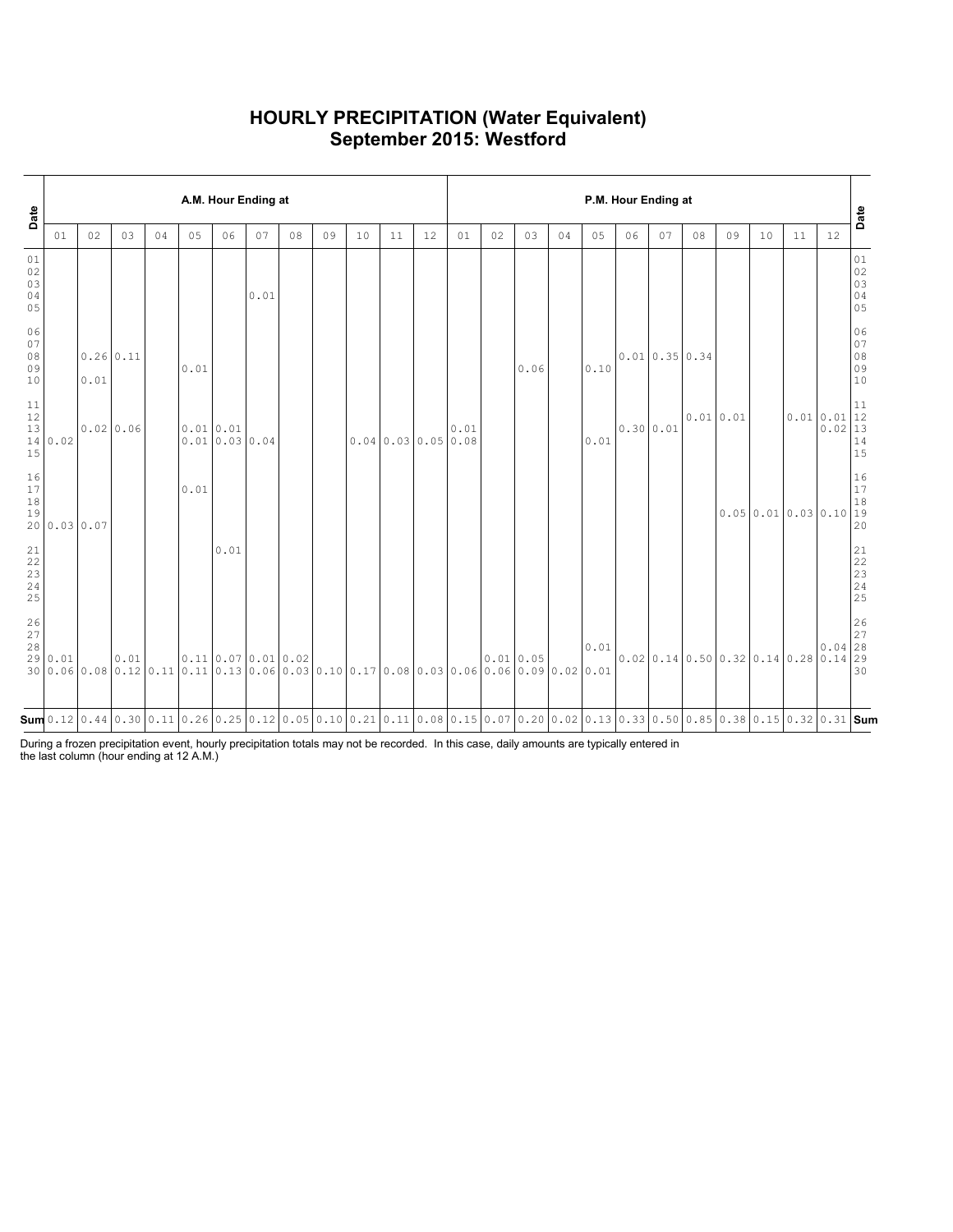# HOURLY PRECIPITATION (Water Equivalent)
## September 2015: Westford

| Date | A.M. Hour Ending at | | | | | | | | | | | | P.M. Hour Ending at | | | | | | | | | | | | Date |
|---|---|---|---|---|---|---|---|---|---|---|---|---|---|---|---|---|---|---|---|---|---|---|---|---|---|
| | 01 | 02 | 03 | 04 | 05 | 06 | 07 | 08 | 09 | 10 | 11 | 12 | 01 | 02 | 03 | 04 | 05 | 06 | 07 | 08 | 09 | 10 | 11 | 12 | |
| 01 | | | | | | | | | | | | | | | | | | | | | | | | | 01 |
| 02 | | | | | | | | | | | | | | | | | | | | | | | | | 02 |
| 03 | | | | | | | | | | | | | | | | | | | | | | | | | 03 |
| 04 | | | | | | | 0.01 | | | | | | | | | | | | | | | | | | 04 |
| 05 | | | | | | | | | | | | | | | | | | | | | | | | | 05 |
| 06 | | | | | | | | | | | | | | | | | | | | | | | | | 06 |
| 07 | | | | | | | | | | | | | | | | | | | | | | | | | 07 |
| 08 | | 0.26 | 0.11 | | | | | | | | | | | | | | | 0.01 | 0.35 | 0.34 | | | | | 08 |
| 09 | | | | | 0.01 | | | | | | | | | | 0.06 | | 0.10 | | | | | | | | 09 |
| 10 | | 0.01 | | | | | | | | | | | | | | | | | | | | | | | 10 |
| 11 | | | | | | | | | | | | | | | | | | | | | | | | | 11 |
| 12 | | | | | | | | | | | | | | | | | | | | 0.01 | 0.01 | | 0.01 | 0.01 | 12 |
| 13 | | 0.02 | 0.06 | | 0.01 | 0.01 | | | | | | | 0.01 | | | | | 0.30 | 0.01 | | | | | 0.02 | 13 |
| 14 | 0.02 | | | | 0.01 | 0.03 | 0.04 | | | 0.04 | 0.03 | 0.05 | 0.08 | | | | 0.01 | | | | | | | | 14 |
| 15 | | | | | | | | | | | | | | | | | | | | | | | | | 15 |
| 16 | | | | | | | | | | | | | | | | | | | | | | | | | 16 |
| 17 | | | | | 0.01 | | | | | | | | | | | | | | | | | | | | 17 |
| 18 | | | | | | | | | | | | | | | | | | | | | | | | | 18 |
| 19 | | | | | | | | | | | | | | | | | | | | | 0.05 | 0.01 | 0.03 | 0.10 | 19 |
| 20 | 0.03 | 0.07 | | | | | | | | | | | | | | | | | | | | | | | 20 |
| 21 | | | | | | 0.01 | | | | | | | | | | | | | | | | | | | 21 |
| 22 | | | | | | | | | | | | | | | | | | | | | | | | | 22 |
| 23 | | | | | | | | | | | | | | | | | | | | | | | | | 23 |
| 24 | | | | | | | | | | | | | | | | | | | | | | | | | 24 |
| 25 | | | | | | | | | | | | | | | | | | | | | | | | | 25 |
| 26 | | | | | | | | | | | | | | | | | | | | | | | | | 26 |
| 27 | | | | | | | | | | | | | | | | | | | | | | | | | 27 |
| 28 | | | | | | | | | | | | | | | | | 0.01 | | | | | | | 0.04 | 28 |
| 29 | 0.01 | | 0.01 | | 0.11 | 0.07 | 0.01 | 0.02 | | | | | | 0.01 | 0.05 | | | 0.02 | 0.14 | 0.50 | 0.32 | 0.14 | 0.28 | 0.14 | 29 |
| 30 | 0.06 | 0.08 | 0.12 | 0.11 | 0.11 | 0.13 | 0.06 | 0.03 | 0.10 | 0.17 | 0.08 | 0.03 | 0.06 | 0.06 | 0.09 | 0.02 | 0.01 | | | | | | | | 30 |
| **Sum** | 0.12 | 0.44 | 0.30 | 0.11 | 0.26 | 0.25 | 0.12 | 0.05 | 0.10 | 0.21 | 0.11 | 0.08 | 0.15 | 0.07 | 0.20 | 0.02 | 0.13 | 0.33 | 0.50 | 0.85 | 0.38 | 0.15 | 0.32 | 0.31 | **Sum** |

During a frozen precipitation event, hourly precipitation totals may not be recorded. In this case, daily amounts are typically entered in the last column (hour ending at 12 A.M.)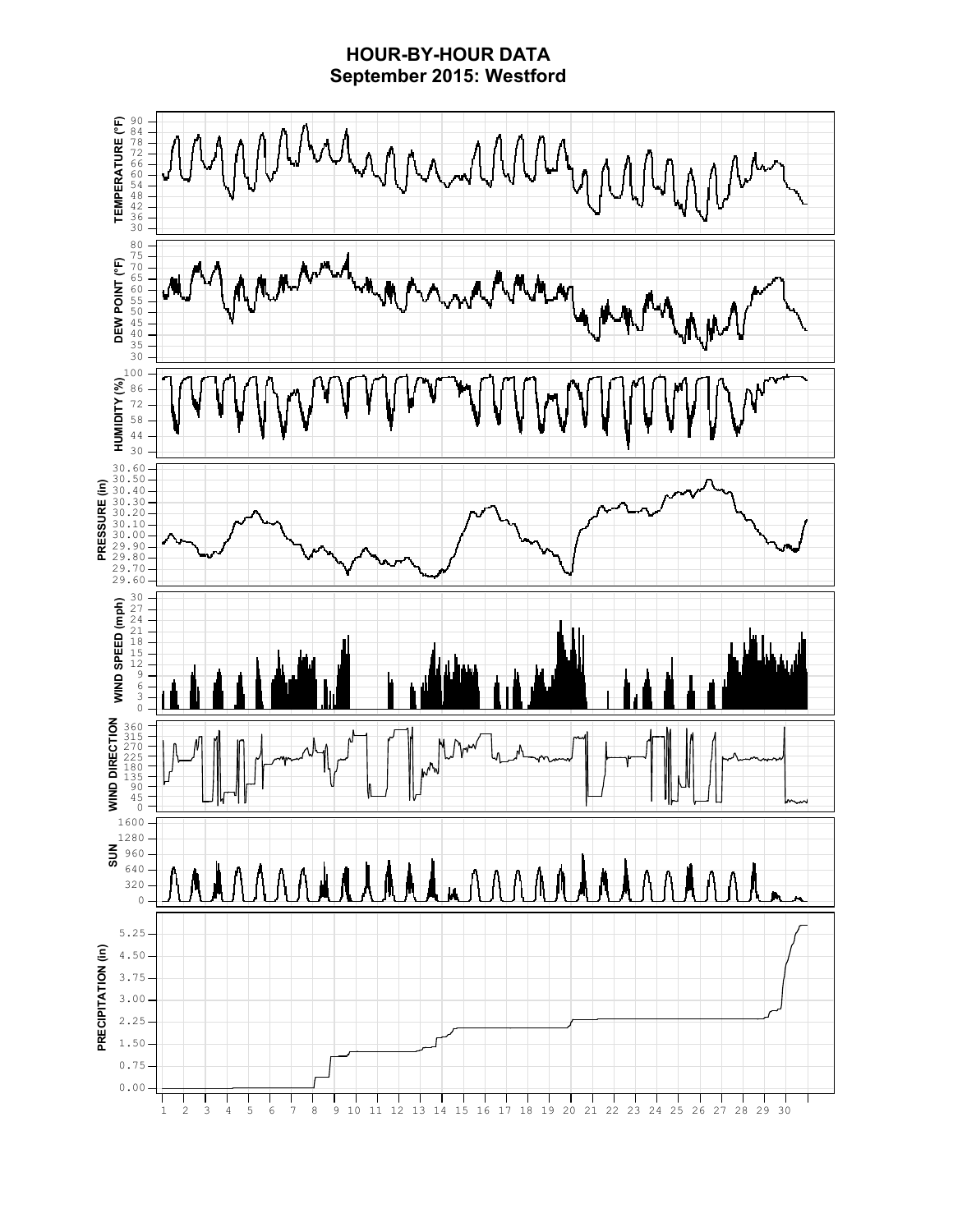# HOUR-BY-HOUR DATA
## September 2015: Westford

TEMPERATURE (°F)

DEW POINT (°F)

HUMIDITY (%)

PRESSURE (in)

WIND SPEED (mph)

WIND DIRECTION

SUN

PRECIPITATION (in)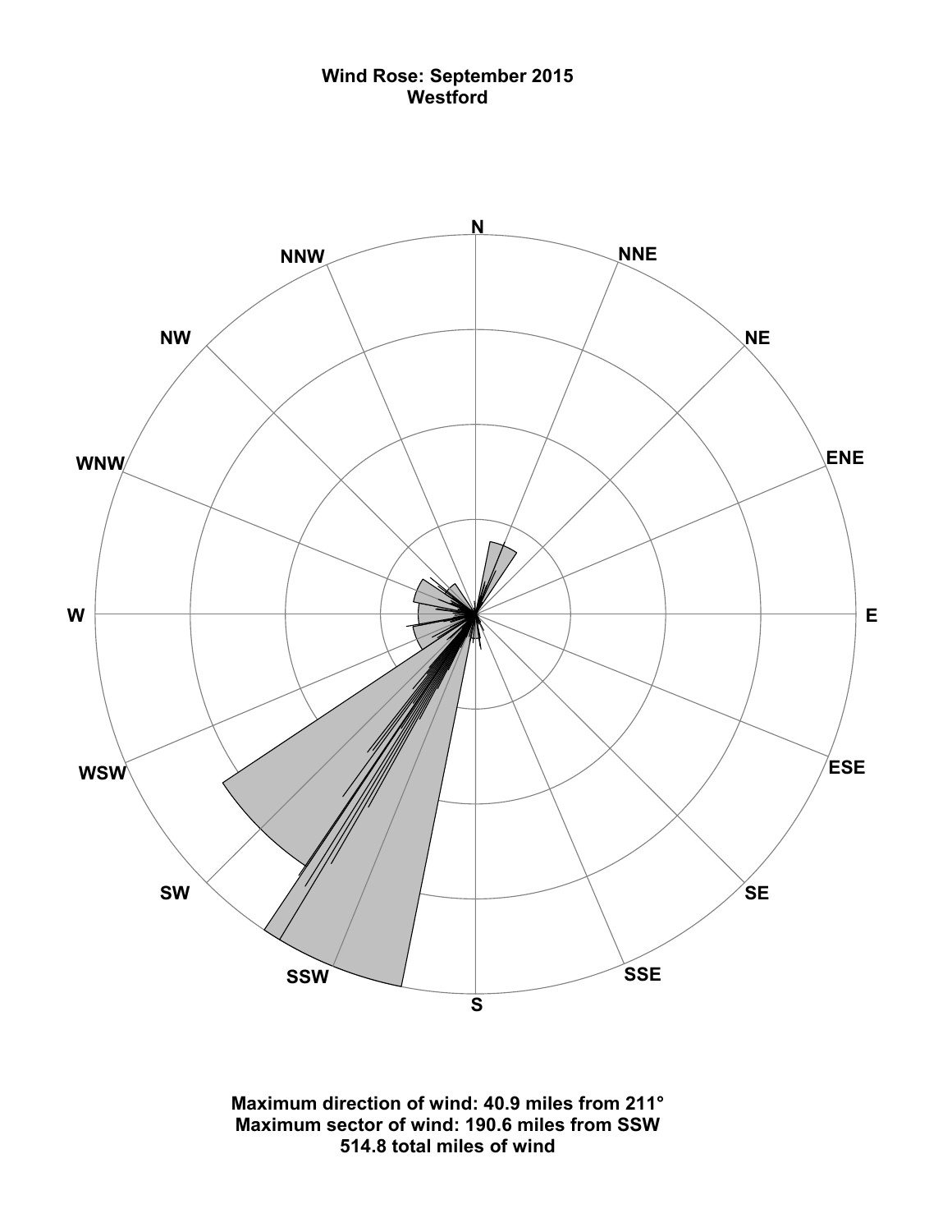Wind Rose: September 2015
Westford

N
NNE
NE
ENE
E
ESE
SE
SSE
S
SSW
SW
WSW
W
WNW
NW
NNW

Maximum direction of wind: 40.9 miles from 211°
Maximum sector of wind: 190.6 miles from SSW
514.8 total miles of wind